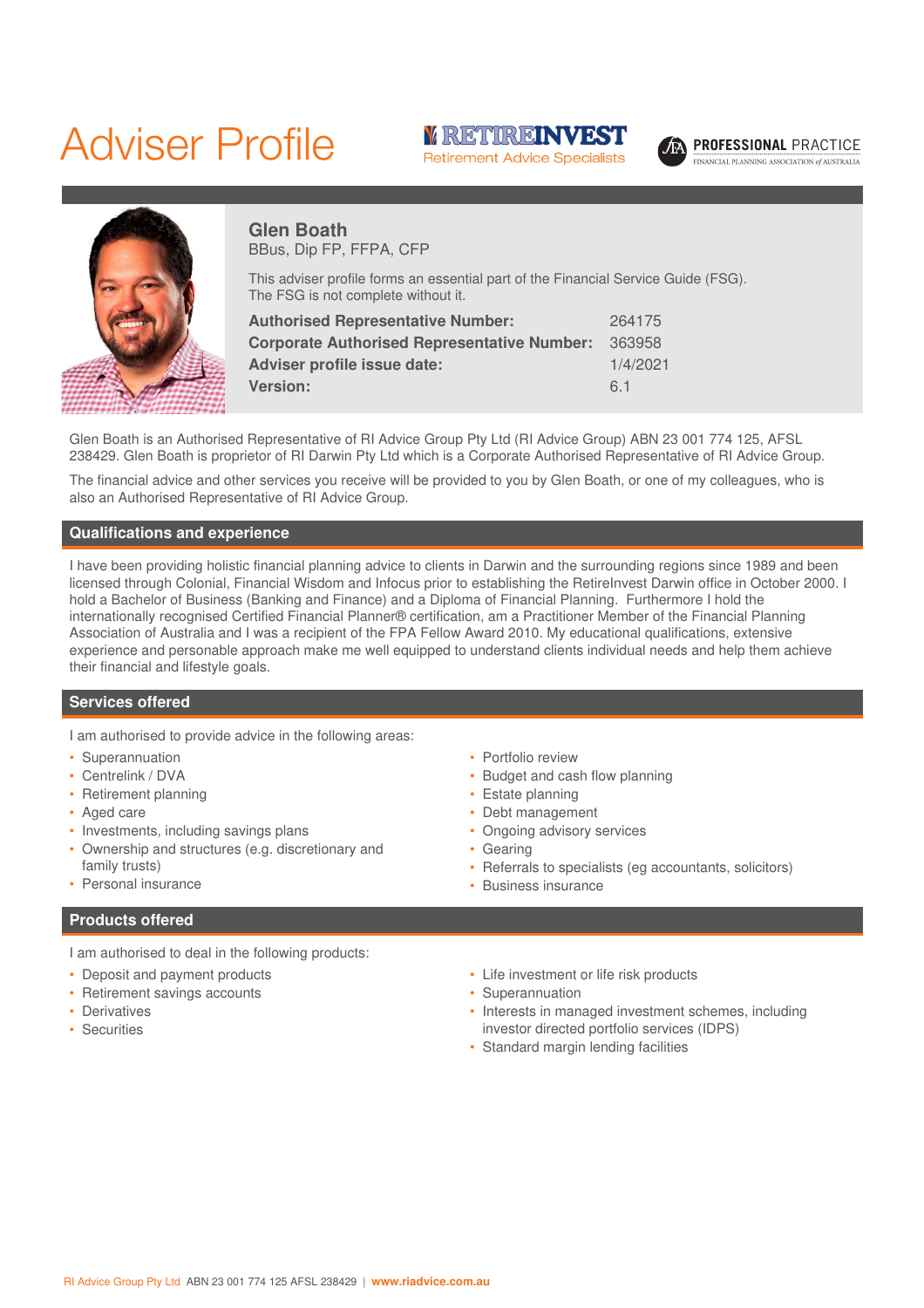# Adviser Profile

RETIREINVEST
Retirement Advice Specialists

PROFESSIONAL PRACTICE
FINANCIAL PLANNING ASSOCIATION of AUSTRALIA

## Glen Boath

BBus, Dip FP, FFPA, CFP

This adviser profile forms an essential part of the Financial Service Guide (FSG). The FSG is not complete without it.

| | |
|---|---|
| **Authorised Representative Number:** | 264175 |
| **Corporate Authorised Representative Number:** | 363958 |
| **Adviser profile issue date:** | 1/4/2021 |
| **Version:** | 6.1 |

Glen Boath is an Authorised Representative of RI Advice Group Pty Ltd (RI Advice Group) ABN 23 001 774 125, AFSL 238429. Glen Boath is proprietor of RI Darwin Pty Ltd which is a Corporate Authorised Representative of RI Advice Group.

The financial advice and other services you receive will be provided to you by Glen Boath, or one of my colleagues, who is also an Authorised Representative of RI Advice Group.

## Qualifications and experience

I have been providing holistic financial planning advice to clients in Darwin and the surrounding regions since 1989 and been licensed through Colonial, Financial Wisdom and Infocus prior to establishing the RetireInvest Darwin office in October 2000. I hold a Bachelor of Business (Banking and Finance) and a Diploma of Financial Planning. Furthermore I hold the internationally recognised Certified Financial Planner® certification, am a Practitioner Member of the Financial Planning Association of Australia and I was a recipient of the FPA Fellow Award 2010. My educational qualifications, extensive experience and personable approach make me well equipped to understand clients individual needs and help them achieve their financial and lifestyle goals.

## Services offered

I am authorised to provide advice in the following areas:

- Superannuation
- Centrelink / DVA
- Retirement planning
- Aged care
- Investments, including savings plans
- Ownership and structures (e.g. discretionary and family trusts)
- Personal insurance
- Portfolio review
- Budget and cash flow planning
- Estate planning
- Debt management
- Ongoing advisory services
- Gearing
- Referrals to specialists (eg accountants, solicitors)
- Business insurance

## Products offered

I am authorised to deal in the following products:

- Deposit and payment products
- Retirement savings accounts
- Derivatives
- Securities
- Life investment or life risk products
- Superannuation
- Interests in managed investment schemes, including investor directed portfolio services (IDPS)
- Standard margin lending facilities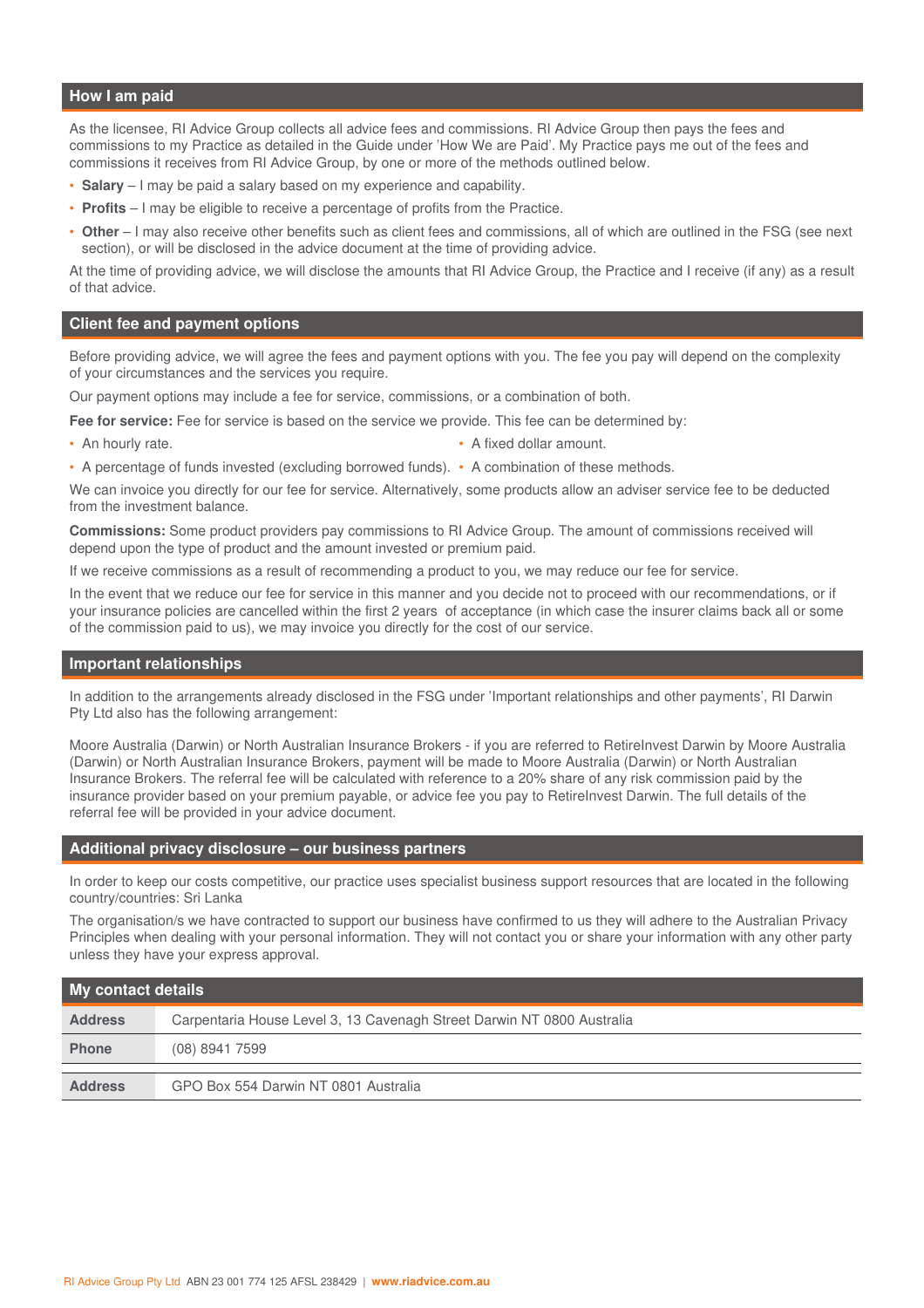## How I am paid

As the licensee, RI Advice Group collects all advice fees and commissions. RI Advice Group then pays the fees and commissions to my Practice as detailed in the Guide under 'How We are Paid'. My Practice pays me out of the fees and commissions it receives from RI Advice Group, by one or more of the methods outlined below.

- **Salary** – I may be paid a salary based on my experience and capability.
- **Profits** – I may be eligible to receive a percentage of profits from the Practice.
- **Other** – I may also receive other benefits such as client fees and commissions, all of which are outlined in the FSG (see next section), or will be disclosed in the advice document at the time of providing advice.

At the time of providing advice, we will disclose the amounts that RI Advice Group, the Practice and I receive (if any) as a result of that advice.

## Client fee and payment options

Before providing advice, we will agree the fees and payment options with you. The fee you pay will depend on the complexity of your circumstances and the services you require.

Our payment options may include a fee for service, commissions, or a combination of both.

**Fee for service:** Fee for service is based on the service we provide. This fee can be determined by:

- An hourly rate.
- A percentage of funds invested (excluding borrowed funds).
- A fixed dollar amount.
- A combination of these methods.

We can invoice you directly for our fee for service. Alternatively, some products allow an adviser service fee to be deducted from the investment balance.

**Commissions:** Some product providers pay commissions to RI Advice Group. The amount of commissions received will depend upon the type of product and the amount invested or premium paid.

If we receive commissions as a result of recommending a product to you, we may reduce our fee for service.

In the event that we reduce our fee for service in this manner and you decide not to proceed with our recommendations, or if your insurance policies are cancelled within the first 2 years of acceptance (in which case the insurer claims back all or some of the commission paid to us), we may invoice you directly for the cost of our service.

## Important relationships

In addition to the arrangements already disclosed in the FSG under 'Important relationships and other payments', RI Darwin Pty Ltd also has the following arrangement:

Moore Australia (Darwin) or North Australian Insurance Brokers - if you are referred to RetireInvest Darwin by Moore Australia (Darwin) or North Australian Insurance Brokers, payment will be made to Moore Australia (Darwin) or North Australian Insurance Brokers. The referral fee will be calculated with reference to a 20% share of any risk commission paid by the insurance provider based on your premium payable, or advice fee you pay to RetireInvest Darwin. The full details of the referral fee will be provided in your advice document.

## Additional privacy disclosure – our business partners

In order to keep our costs competitive, our practice uses specialist business support resources that are located in the following country/countries: Sri Lanka

The organisation/s we have contracted to support our business have confirmed to us they will adhere to the Australian Privacy Principles when dealing with your personal information. They will not contact you or share your information with any other party unless they have your express approval.

## My contact details

| | |
|---|---|
| **Address** | Carpentaria House Level 3, 13 Cavenagh Street Darwin NT 0800 Australia |
| **Phone** | (08) 8941 7599 |
| **Address** | GPO Box 554 Darwin NT 0801 Australia |

RI Advice Group Pty Ltd ABN 23 001 774 125 AFSL 238429 | **www.riadvice.com.au**